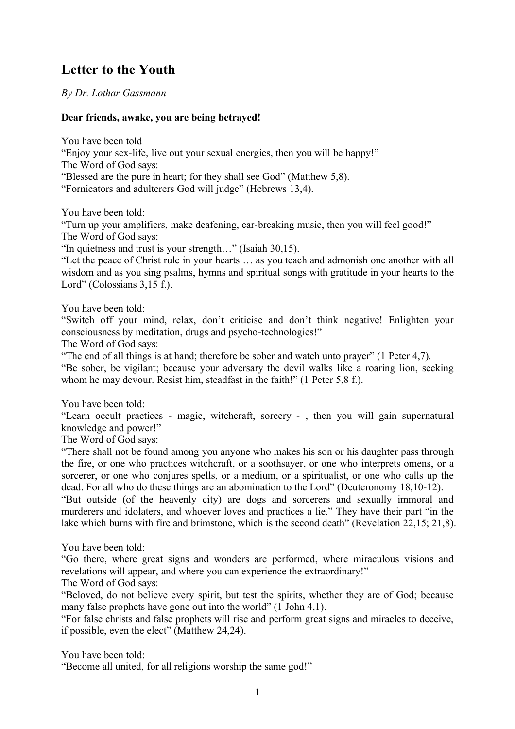# Letter to the Youth

*By Dr. Lothar Gassmann*

**Dear friends, awake, you are being betrayed!**

You have been told
“Enjoy your sex-life, live out your sexual energies, then you will be happy!”
The Word of God says:
“Blessed are the pure in heart; for they shall see God” (Matthew 5,8).
“Fornicators and adulterers God will judge” (Hebrews 13,4).

You have been told:
“Turn up your amplifiers, make deafening, ear-breaking music, then you will feel good!”
The Word of God says:
“In quietness and trust is your strength…” (Isaiah 30,15).
“Let the peace of Christ rule in your hearts … as you teach and admonish one another with all wisdom and as you sing psalms, hymns and spiritual songs with gratitude in your hearts to the Lord” (Colossians 3,15 f.).

You have been told:
“Switch off your mind, relax, don’t criticise and don’t think negative! Enlighten your consciousness by meditation, drugs and psycho-technologies!”
The Word of God says:
“The end of all things is at hand; therefore be sober and watch unto prayer” (1 Peter 4,7).
“Be sober, be vigilant; because your adversary the devil walks like a roaring lion, seeking whom he may devour. Resist him, steadfast in the faith!” (1 Peter 5,8 f.).

You have been told:
“Learn occult practices - magic, witchcraft, sorcery - , then you will gain supernatural knowledge and power!”
The Word of God says:
“There shall not be found among you anyone who makes his son or his daughter pass through the fire, or one who practices witchcraft, or a soothsayer, or one who interprets omens, or a sorcerer, or one who conjures spells, or a medium, or a spiritualist, or one who calls up the dead. For all who do these things are an abomination to the Lord” (Deuteronomy 18,10-12).
“But outside (of the heavenly city) are dogs and sorcerers and sexually immoral and murderers and idolaters, and whoever loves and practices a lie.” They have their part “in the lake which burns with fire and brimstone, which is the second death” (Revelation 22,15; 21,8).

You have been told:
“Go there, where great signs and wonders are performed, where miraculous visions and revelations will appear, and where you can experience the extraordinary!”
The Word of God says:
“Beloved, do not believe every spirit, but test the spirits, whether they are of God; because many false prophets have gone out into the world” (1 John 4,1).
“For false christs and false prophets will rise and perform great signs and miracles to deceive, if possible, even the elect” (Matthew 24,24).

You have been told:
“Become all united, for all religions worship the same god!”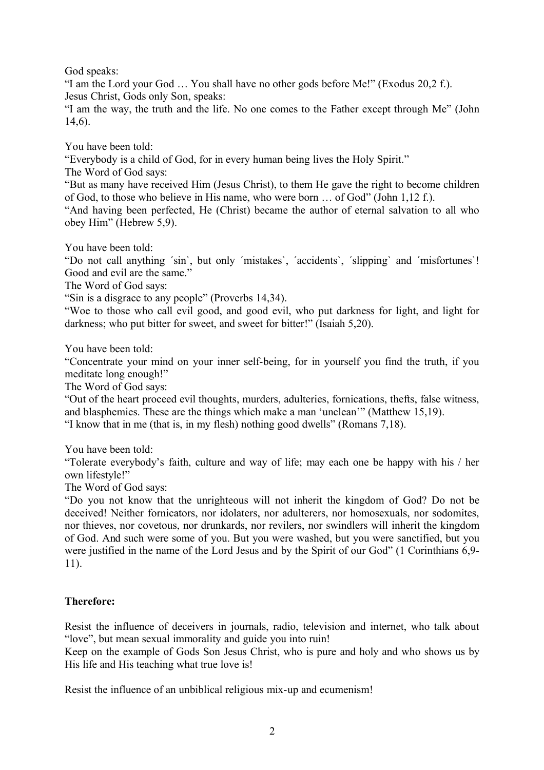God speaks:
"I am the Lord your God … You shall have no other gods before Me!" (Exodus 20,2 f.).
Jesus Christ, Gods only Son, speaks:
"I am the way, the truth and the life. No one comes to the Father except through Me" (John 14,6).

You have been told:
"Everybody is a child of God, for in every human being lives the Holy Spirit."
The Word of God says:
"But as many have received Him (Jesus Christ), to them He gave the right to become children of God, to those who believe in His name, who were born … of God" (John 1,12 f.).
"And having been perfected, He (Christ) became the author of eternal salvation to all who obey Him" (Hebrew 5,9).

You have been told:
"Do not call anything ´sin`, but only ´mistakes`, ´accidents`, ´slipping` and ´misfortunes`! Good and evil are the same."
The Word of God says:
"Sin is a disgrace to any people" (Proverbs 14,34).
"Woe to those who call evil good, and good evil, who put darkness for light, and light for darkness; who put bitter for sweet, and sweet for bitter!" (Isaiah 5,20).

You have been told:
"Concentrate your mind on your inner self-being, for in yourself you find the truth, if you meditate long enough!"
The Word of God says:
"Out of the heart proceed evil thoughts, murders, adulteries, fornications, thefts, false witness, and blasphemies. These are the things which make a man 'unclean'" (Matthew 15,19).
"I know that in me (that is, in my flesh) nothing good dwells" (Romans 7,18).

You have been told:
"Tolerate everybody's faith, culture and way of life; may each one be happy with his / her own lifestyle!"
The Word of God says:
"Do you not know that the unrighteous will not inherit the kingdom of God? Do not be deceived! Neither fornicators, nor idolaters, nor adulterers, nor homosexuals, nor sodomites, nor thieves, nor covetous, nor drunkards, nor revilers, nor swindlers will inherit the kingdom of God. And such were some of you. But you were washed, but you were sanctified, but you were justified in the name of the Lord Jesus and by the Spirit of our God" (1 Corinthians 6,9-11).

**Therefore:**

Resist the influence of deceivers in journals, radio, television and internet, who talk about "love", but mean sexual immorality and guide you into ruin!
Keep on the example of Gods Son Jesus Christ, who is pure and holy and who shows us by His life and His teaching what true love is!

Resist the influence of an unbiblical religious mix-up and ecumenism!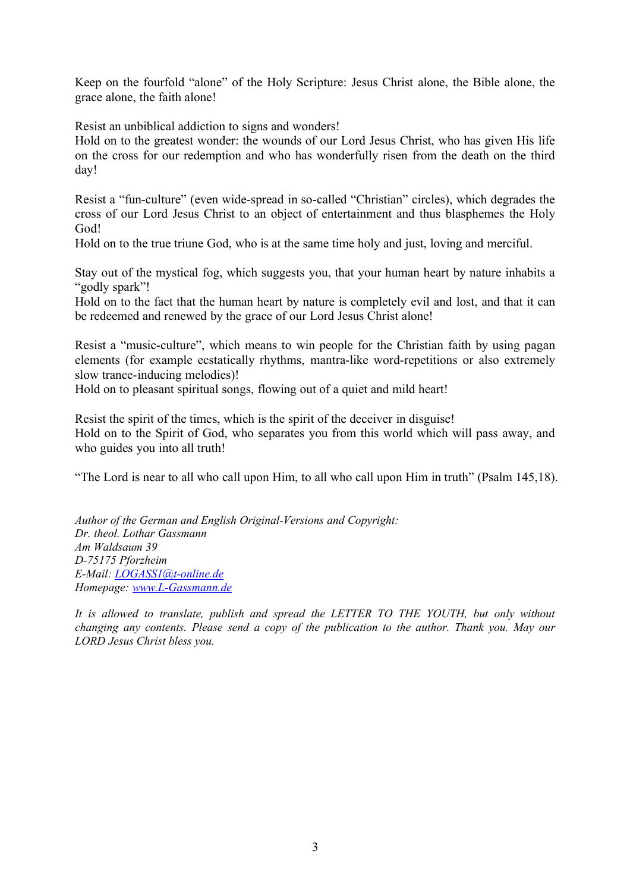Keep on the fourfold "alone" of the Holy Scripture: Jesus Christ alone, the Bible alone, the grace alone, the faith alone!

Resist an unbiblical addiction to signs and wonders!
Hold on to the greatest wonder: the wounds of our Lord Jesus Christ, who has given His life on the cross for our redemption and who has wonderfully risen from the death on the third day!

Resist a "fun-culture" (even wide-spread in so-called "Christian" circles), which degrades the cross of our Lord Jesus Christ to an object of entertainment and thus blasphemes the Holy God!
Hold on to the true triune God, who is at the same time holy and just, loving and merciful.

Stay out of the mystical fog, which suggests you, that your human heart by nature inhabits a "godly spark"!
Hold on to the fact that the human heart by nature is completely evil and lost, and that it can be redeemed and renewed by the grace of our Lord Jesus Christ alone!

Resist a "music-culture", which means to win people for the Christian faith by using pagan elements (for example ecstatically rhythms, mantra-like word-repetitions or also extremely slow trance-inducing melodies)!
Hold on to pleasant spiritual songs, flowing out of a quiet and mild heart!

Resist the spirit of the times, which is the spirit of the deceiver in disguise!
Hold on to the Spirit of God, who separates you from this world which will pass away, and who guides you into all truth!

"The Lord is near to all who call upon Him, to all who call upon Him in truth" (Psalm 145,18).

*Author of the German and English Original-Versions and Copyright:*
*Dr. theol. Lothar Gassmann*
*Am Waldsaum 39*
*D-75175 Pforzheim*
*E-Mail: LOGASS1@t-online.de*
*Homepage: www.L-Gassmann.de*

*It is allowed to translate, publish and spread the LETTER TO THE YOUTH, but only without changing any contents. Please send a copy of the publication to the author. Thank you. May our LORD Jesus Christ bless you.*